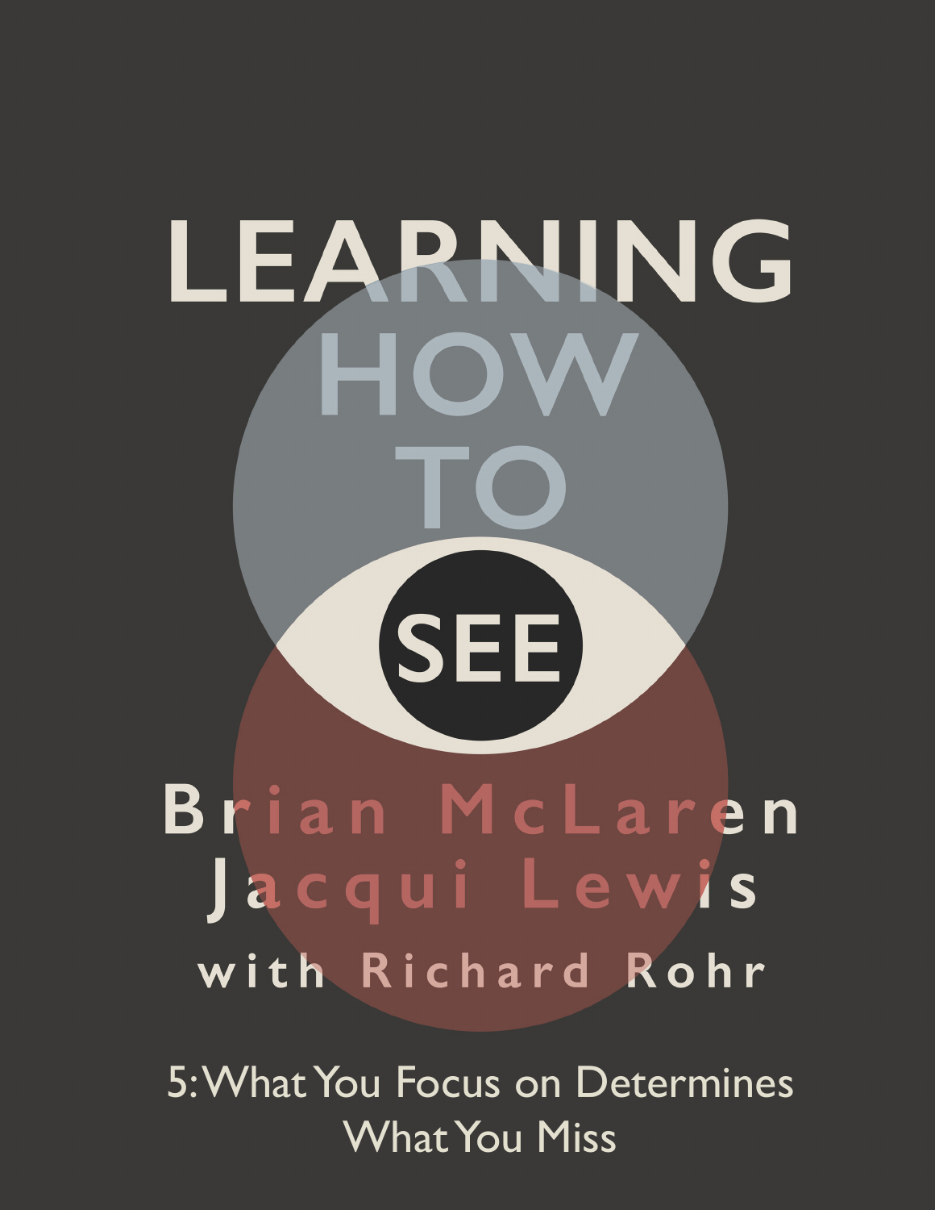# LEARNING HOW TO SEE

**Brian McLaren**
**Jacqui Lewis**
**with Richard Rohr**

## 5: What You Focus on Determines What You Miss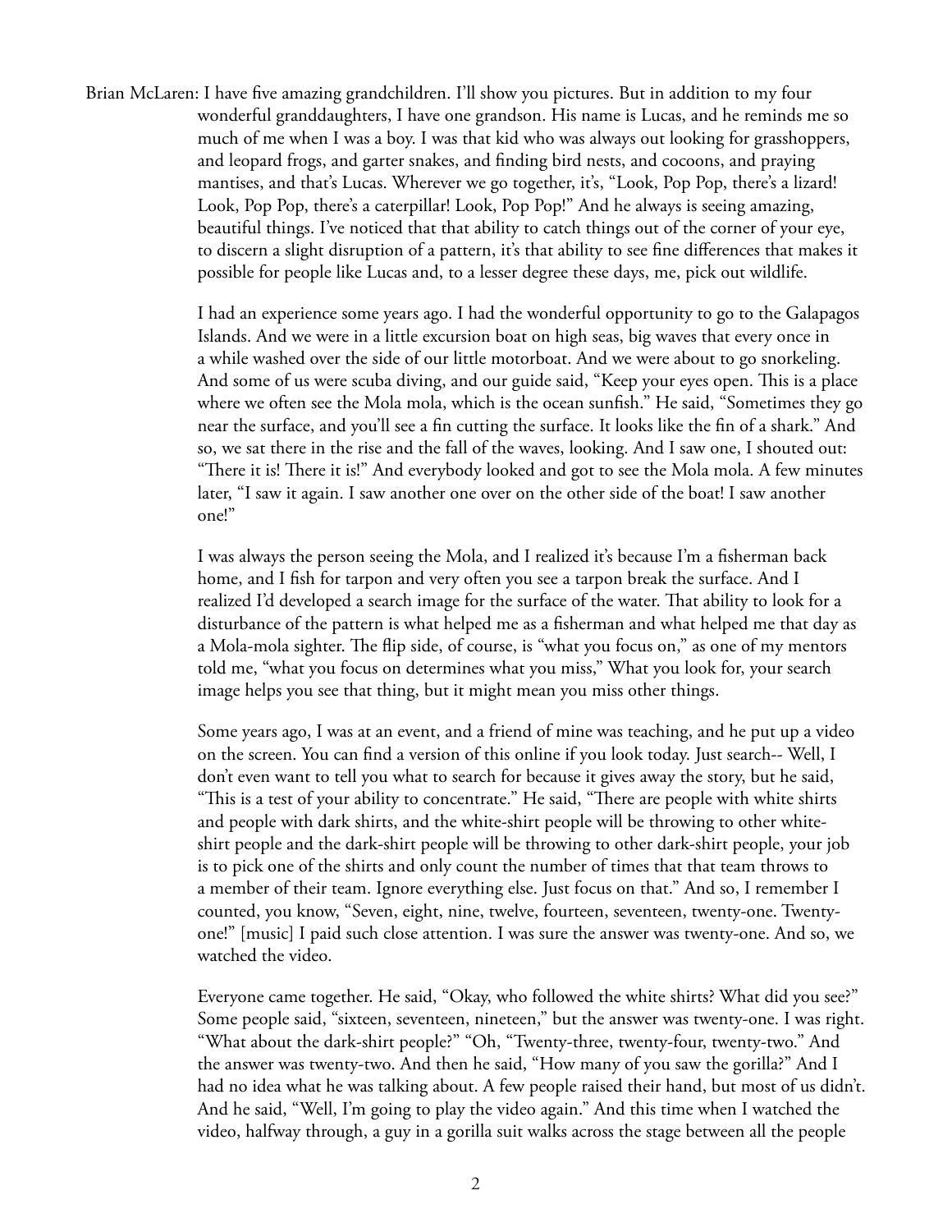Brian McLaren: I have five amazing grandchildren. I'll show you pictures. But in addition to my four wonderful granddaughters, I have one grandson. His name is Lucas, and he reminds me so much of me when I was a boy. I was that kid who was always out looking for grasshoppers, and leopard frogs, and garter snakes, and finding bird nests, and cocoons, and praying mantises, and that's Lucas. Wherever we go together, it's, "Look, Pop Pop, there's a lizard! Look, Pop Pop, there's a caterpillar! Look, Pop Pop!" And he always is seeing amazing, beautiful things. I've noticed that that ability to catch things out of the corner of your eye, to discern a slight disruption of a pattern, it's that ability to see fine differences that makes it possible for people like Lucas and, to a lesser degree these days, me, pick out wildlife.

I had an experience some years ago. I had the wonderful opportunity to go to the Galapagos Islands. And we were in a little excursion boat on high seas, big waves that every once in a while washed over the side of our little motorboat. And we were about to go snorkeling. And some of us were scuba diving, and our guide said, "Keep your eyes open. This is a place where we often see the Mola mola, which is the ocean sunfish." He said, "Sometimes they go near the surface, and you'll see a fin cutting the surface. It looks like the fin of a shark." And so, we sat there in the rise and the fall of the waves, looking. And I saw one, I shouted out: "There it is! There it is!" And everybody looked and got to see the Mola mola. A few minutes later, "I saw it again. I saw another one over on the other side of the boat! I saw another one!"

I was always the person seeing the Mola, and I realized it's because I'm a fisherman back home, and I fish for tarpon and very often you see a tarpon break the surface. And I realized I'd developed a search image for the surface of the water. That ability to look for a disturbance of the pattern is what helped me as a fisherman and what helped me that day as a Mola-mola sighter. The flip side, of course, is "what you focus on," as one of my mentors told me, "what you focus on determines what you miss," What you look for, your search image helps you see that thing, but it might mean you miss other things.

Some years ago, I was at an event, and a friend of mine was teaching, and he put up a video on the screen. You can find a version of this online if you look today. Just search-- Well, I don't even want to tell you what to search for because it gives away the story, but he said, "This is a test of your ability to concentrate." He said, "There are people with white shirts and people with dark shirts, and the white-shirt people will be throwing to other white-shirt people and the dark-shirt people will be throwing to other dark-shirt people, your job is to pick one of the shirts and only count the number of times that that team throws to a member of their team. Ignore everything else. Just focus on that." And so, I remember I counted, you know, "Seven, eight, nine, twelve, fourteen, seventeen, twenty-one. Twenty-one!" [music] I paid such close attention. I was sure the answer was twenty-one. And so, we watched the video.

Everyone came together. He said, "Okay, who followed the white shirts? What did you see?" Some people said, "sixteen, seventeen, nineteen," but the answer was twenty-one. I was right. "What about the dark-shirt people?" "Oh, "Twenty-three, twenty-four, twenty-two." And the answer was twenty-two. And then he said, "How many of you saw the gorilla?" And I had no idea what he was talking about. A few people raised their hand, but most of us didn't. And he said, "Well, I'm going to play the video again." And this time when I watched the video, halfway through, a guy in a gorilla suit walks across the stage between all the people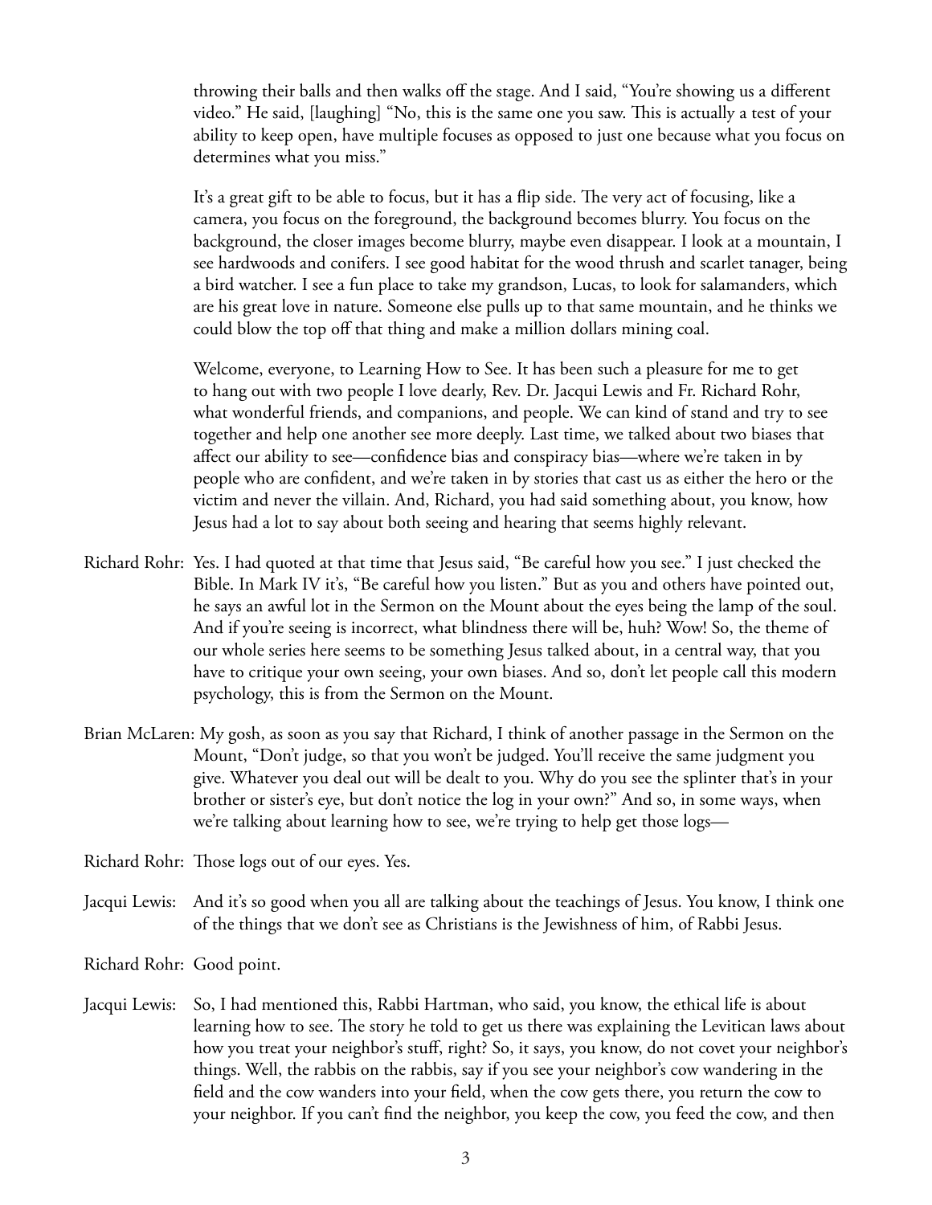throwing their balls and then walks off the stage. And I said, "You're showing us a different video." He said, [laughing] "No, this is the same one you saw. This is actually a test of your ability to keep open, have multiple focuses as opposed to just one because what you focus on determines what you miss."

It's a great gift to be able to focus, but it has a flip side. The very act of focusing, like a camera, you focus on the foreground, the background becomes blurry. You focus on the background, the closer images become blurry, maybe even disappear. I look at a mountain, I see hardwoods and conifers. I see good habitat for the wood thrush and scarlet tanager, being a bird watcher. I see a fun place to take my grandson, Lucas, to look for salamanders, which are his great love in nature. Someone else pulls up to that same mountain, and he thinks we could blow the top off that thing and make a million dollars mining coal.

Welcome, everyone, to Learning How to See. It has been such a pleasure for me to get to hang out with two people I love dearly, Rev. Dr. Jacqui Lewis and Fr. Richard Rohr, what wonderful friends, and companions, and people. We can kind of stand and try to see together and help one another see more deeply. Last time, we talked about two biases that affect our ability to see—confidence bias and conspiracy bias—where we're taken in by people who are confident, and we're taken in by stories that cast us as either the hero or the victim and never the villain. And, Richard, you had said something about, you know, how Jesus had a lot to say about both seeing and hearing that seems highly relevant.

Richard Rohr: Yes. I had quoted at that time that Jesus said, "Be careful how you see." I just checked the Bible. In Mark IV it's, "Be careful how you listen." But as you and others have pointed out, he says an awful lot in the Sermon on the Mount about the eyes being the lamp of the soul. And if you're seeing is incorrect, what blindness there will be, huh? Wow! So, the theme of our whole series here seems to be something Jesus talked about, in a central way, that you have to critique your own seeing, your own biases. And so, don't let people call this modern psychology, this is from the Sermon on the Mount.

Brian McLaren: My gosh, as soon as you say that Richard, I think of another passage in the Sermon on the Mount, "Don't judge, so that you won't be judged. You'll receive the same judgment you give. Whatever you deal out will be dealt to you. Why do you see the splinter that's in your brother or sister's eye, but don't notice the log in your own?" And so, in some ways, when we're talking about learning how to see, we're trying to help get those logs—

Richard Rohr: Those logs out of our eyes. Yes.

Jacqui Lewis: And it's so good when you all are talking about the teachings of Jesus. You know, I think one of the things that we don't see as Christians is the Jewishness of him, of Rabbi Jesus.

Richard Rohr: Good point.

Jacqui Lewis: So, I had mentioned this, Rabbi Hartman, who said, you know, the ethical life is about learning how to see. The story he told to get us there was explaining the Levitican laws about how you treat your neighbor's stuff, right? So, it says, you know, do not covet your neighbor's things. Well, the rabbis on the rabbis, say if you see your neighbor's cow wandering in the field and the cow wanders into your field, when the cow gets there, you return the cow to your neighbor. If you can't find the neighbor, you keep the cow, you feed the cow, and then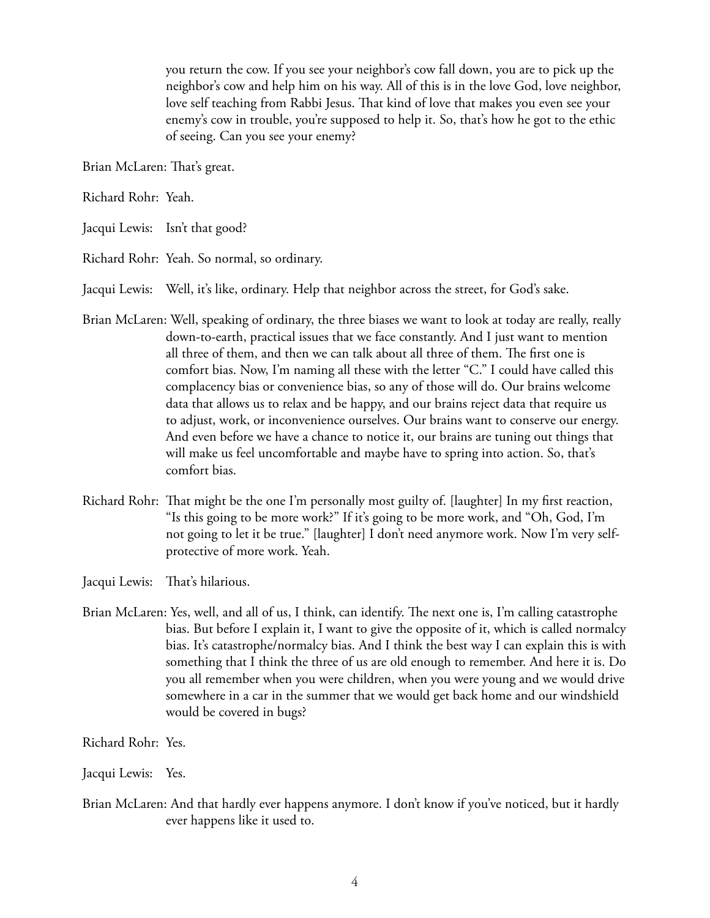you return the cow. If you see your neighbor's cow fall down, you are to pick up the neighbor's cow and help him on his way. All of this is in the love God, love neighbor, love self teaching from Rabbi Jesus. That kind of love that makes you even see your enemy's cow in trouble, you're supposed to help it. So, that's how he got to the ethic of seeing. Can you see your enemy?

Brian McLaren: That's great.

Richard Rohr: Yeah.

Jacqui Lewis: Isn't that good?

Richard Rohr: Yeah. So normal, so ordinary.

Jacqui Lewis: Well, it's like, ordinary. Help that neighbor across the street, for God's sake.

Brian McLaren: Well, speaking of ordinary, the three biases we want to look at today are really, really down-to-earth, practical issues that we face constantly. And I just want to mention all three of them, and then we can talk about all three of them. The first one is comfort bias. Now, I'm naming all these with the letter "C." I could have called this complacency bias or convenience bias, so any of those will do. Our brains welcome data that allows us to relax and be happy, and our brains reject data that require us to adjust, work, or inconvenience ourselves. Our brains want to conserve our energy. And even before we have a chance to notice it, our brains are tuning out things that will make us feel uncomfortable and maybe have to spring into action. So, that's comfort bias.

Richard Rohr: That might be the one I'm personally most guilty of. [laughter] In my first reaction, "Is this going to be more work?" If it's going to be more work, and "Oh, God, I'm not going to let it be true." [laughter] I don't need anymore work. Now I'm very self-protective of more work. Yeah.

Jacqui Lewis: That's hilarious.

Brian McLaren: Yes, well, and all of us, I think, can identify. The next one is, I'm calling catastrophe bias. But before I explain it, I want to give the opposite of it, which is called normalcy bias. It's catastrophe/normalcy bias. And I think the best way I can explain this is with something that I think the three of us are old enough to remember. And here it is. Do you all remember when you were children, when you were young and we would drive somewhere in a car in the summer that we would get back home and our windshield would be covered in bugs?

Richard Rohr: Yes.

Jacqui Lewis: Yes.

Brian McLaren: And that hardly ever happens anymore. I don't know if you've noticed, but it hardly ever happens like it used to.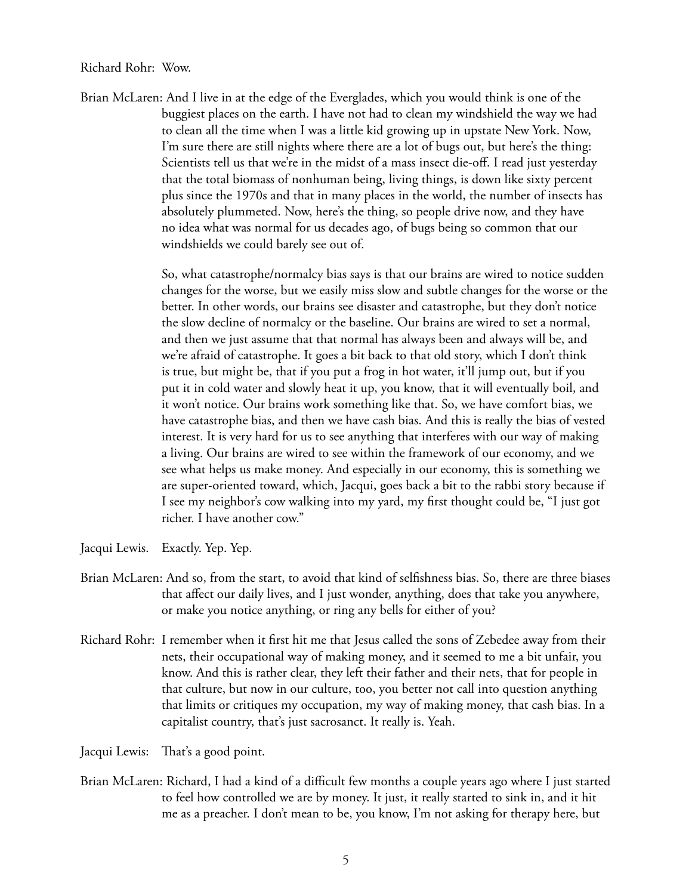Richard Rohr: Wow.

Brian McLaren: And I live in at the edge of the Everglades, which you would think is one of the buggiest places on the earth. I have not had to clean my windshield the way we had to clean all the time when I was a little kid growing up in upstate New York. Now, I'm sure there are still nights where there are a lot of bugs out, but here's the thing: Scientists tell us that we're in the midst of a mass insect die-off. I read just yesterday that the total biomass of nonhuman being, living things, is down like sixty percent plus since the 1970s and that in many places in the world, the number of insects has absolutely plummeted. Now, here's the thing, so people drive now, and they have no idea what was normal for us decades ago, of bugs being so common that our windshields we could barely see out of.

So, what catastrophe/normalcy bias says is that our brains are wired to notice sudden changes for the worse, but we easily miss slow and subtle changes for the worse or the better. In other words, our brains see disaster and catastrophe, but they don't notice the slow decline of normalcy or the baseline. Our brains are wired to set a normal, and then we just assume that that normal has always been and always will be, and we're afraid of catastrophe. It goes a bit back to that old story, which I don't think is true, but might be, that if you put a frog in hot water, it'll jump out, but if you put it in cold water and slowly heat it up, you know, that it will eventually boil, and it won't notice. Our brains work something like that. So, we have comfort bias, we have catastrophe bias, and then we have cash bias. And this is really the bias of vested interest. It is very hard for us to see anything that interferes with our way of making a living. Our brains are wired to see within the framework of our economy, and we see what helps us make money. And especially in our economy, this is something we are super-oriented toward, which, Jacqui, goes back a bit to the rabbi story because if I see my neighbor's cow walking into my yard, my first thought could be, "I just got richer. I have another cow."

Jacqui Lewis. Exactly. Yep. Yep.

Brian McLaren: And so, from the start, to avoid that kind of selfishness bias. So, there are three biases that affect our daily lives, and I just wonder, anything, does that take you anywhere, or make you notice anything, or ring any bells for either of you?

Richard Rohr: I remember when it first hit me that Jesus called the sons of Zebedee away from their nets, their occupational way of making money, and it seemed to me a bit unfair, you know. And this is rather clear, they left their father and their nets, that for people in that culture, but now in our culture, too, you better not call into question anything that limits or critiques my occupation, my way of making money, that cash bias. In a capitalist country, that's just sacrosanct. It really is. Yeah.

Jacqui Lewis: That's a good point.

Brian McLaren: Richard, I had a kind of a difficult few months a couple years ago where I just started to feel how controlled we are by money. It just, it really started to sink in, and it hit me as a preacher. I don't mean to be, you know, I'm not asking for therapy here, but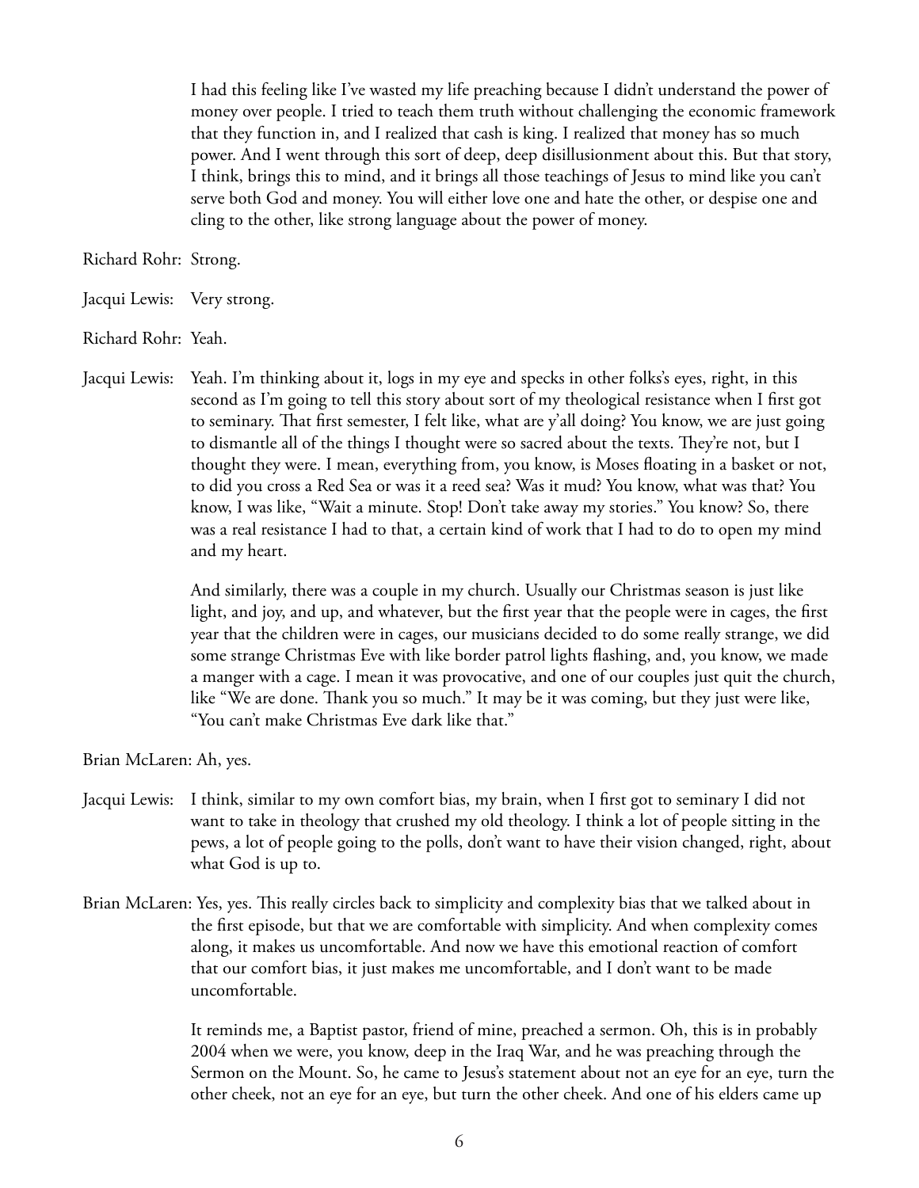I had this feeling like I've wasted my life preaching because I didn't understand the power of money over people. I tried to teach them truth without challenging the economic framework that they function in, and I realized that cash is king. I realized that money has so much power. And I went through this sort of deep, deep disillusionment about this. But that story, I think, brings this to mind, and it brings all those teachings of Jesus to mind like you can't serve both God and money. You will either love one and hate the other, or despise one and cling to the other, like strong language about the power of money.

Richard Rohr: Strong.

Jacqui Lewis: Very strong.

Richard Rohr: Yeah.

Jacqui Lewis: Yeah. I'm thinking about it, logs in my eye and specks in other folks's eyes, right, in this second as I'm going to tell this story about sort of my theological resistance when I first got to seminary. That first semester, I felt like, what are y'all doing? You know, we are just going to dismantle all of the things I thought were so sacred about the texts. They're not, but I thought they were. I mean, everything from, you know, is Moses floating in a basket or not, to did you cross a Red Sea or was it a reed sea? Was it mud? You know, what was that? You know, I was like, "Wait a minute. Stop! Don't take away my stories." You know? So, there was a real resistance I had to that, a certain kind of work that I had to do to open my mind and my heart.

And similarly, there was a couple in my church. Usually our Christmas season is just like light, and joy, and up, and whatever, but the first year that the people were in cages, the first year that the children were in cages, our musicians decided to do some really strange, we did some strange Christmas Eve with like border patrol lights flashing, and, you know, we made a manger with a cage. I mean it was provocative, and one of our couples just quit the church, like "We are done. Thank you so much." It may be it was coming, but they just were like, "You can't make Christmas Eve dark like that."

Brian McLaren: Ah, yes.

Jacqui Lewis: I think, similar to my own comfort bias, my brain, when I first got to seminary I did not want to take in theology that crushed my old theology. I think a lot of people sitting in the pews, a lot of people going to the polls, don't want to have their vision changed, right, about what God is up to.

Brian McLaren: Yes, yes. This really circles back to simplicity and complexity bias that we talked about in the first episode, but that we are comfortable with simplicity. And when complexity comes along, it makes us uncomfortable. And now we have this emotional reaction of comfort that our comfort bias, it just makes me uncomfortable, and I don't want to be made uncomfortable.

It reminds me, a Baptist pastor, friend of mine, preached a sermon. Oh, this is in probably 2004 when we were, you know, deep in the Iraq War, and he was preaching through the Sermon on the Mount. So, he came to Jesus's statement about not an eye for an eye, turn the other cheek, not an eye for an eye, but turn the other cheek. And one of his elders came up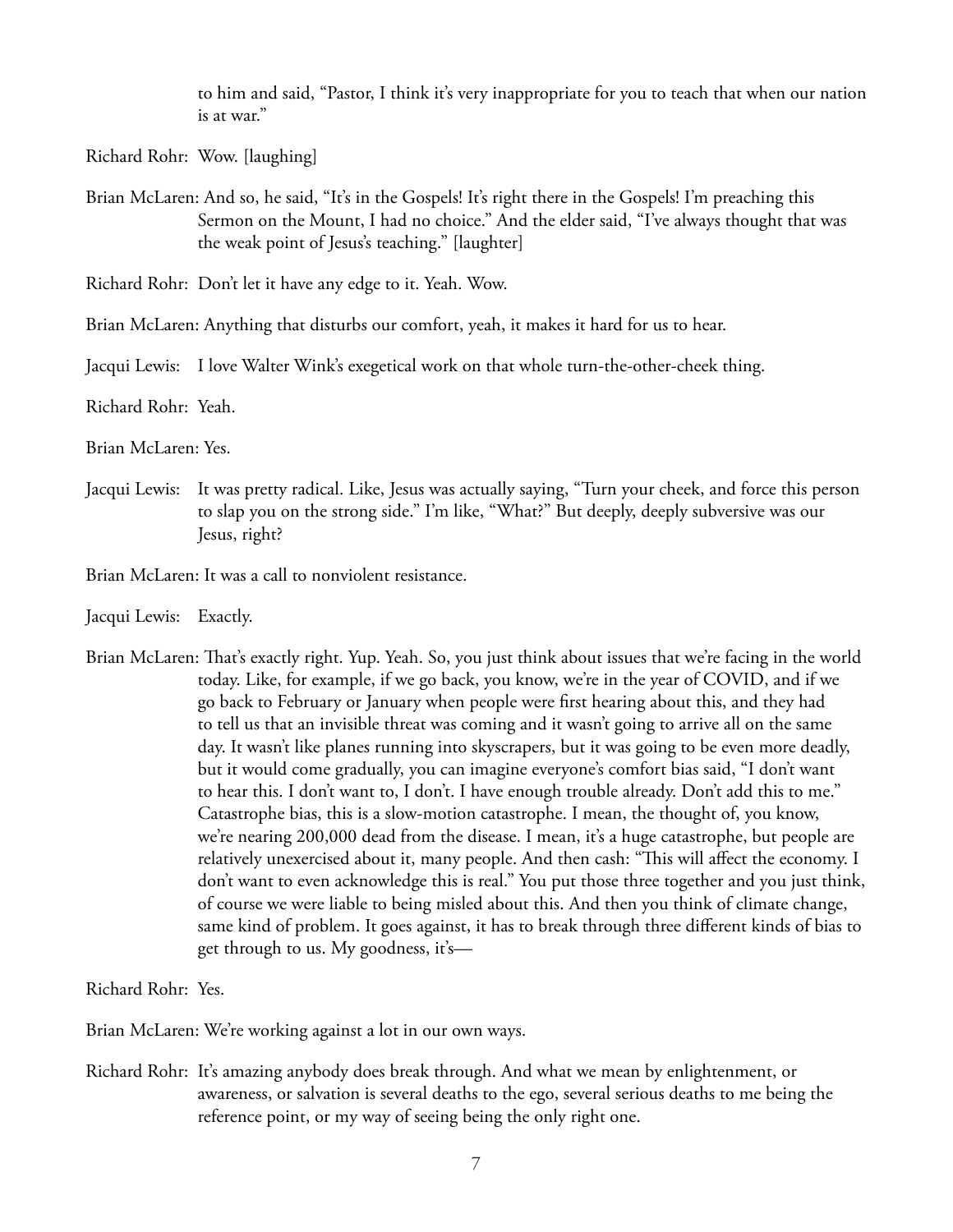to him and said, "Pastor, I think it's very inappropriate for you to teach that when our nation is at war."

Richard Rohr: Wow. [laughing]

Brian McLaren: And so, he said, "It's in the Gospels! It's right there in the Gospels! I'm preaching this Sermon on the Mount, I had no choice." And the elder said, "I've always thought that was the weak point of Jesus's teaching." [laughter]

Richard Rohr: Don't let it have any edge to it. Yeah. Wow.

Brian McLaren: Anything that disturbs our comfort, yeah, it makes it hard for us to hear.

Jacqui Lewis: I love Walter Wink's exegetical work on that whole turn-the-other-cheek thing.

Richard Rohr: Yeah.

Brian McLaren: Yes.

Jacqui Lewis: It was pretty radical. Like, Jesus was actually saying, "Turn your cheek, and force this person to slap you on the strong side." I'm like, "What?" But deeply, deeply subversive was our Jesus, right?

Brian McLaren: It was a call to nonviolent resistance.

Jacqui Lewis: Exactly.

Brian McLaren: That's exactly right. Yup. Yeah. So, you just think about issues that we're facing in the world today. Like, for example, if we go back, you know, we're in the year of COVID, and if we go back to February or January when people were first hearing about this, and they had to tell us that an invisible threat was coming and it wasn't going to arrive all on the same day. It wasn't like planes running into skyscrapers, but it was going to be even more deadly, but it would come gradually, you can imagine everyone's comfort bias said, "I don't want to hear this. I don't want to, I don't. I have enough trouble already. Don't add this to me." Catastrophe bias, this is a slow-motion catastrophe. I mean, the thought of, you know, we're nearing 200,000 dead from the disease. I mean, it's a huge catastrophe, but people are relatively unexercised about it, many people. And then cash: "This will affect the economy. I don't want to even acknowledge this is real." You put those three together and you just think, of course we were liable to being misled about this. And then you think of climate change, same kind of problem. It goes against, it has to break through three different kinds of bias to get through to us. My goodness, it's—

Richard Rohr: Yes.

Brian McLaren: We're working against a lot in our own ways.

Richard Rohr: It's amazing anybody does break through. And what we mean by enlightenment, or awareness, or salvation is several deaths to the ego, several serious deaths to me being the reference point, or my way of seeing being the only right one.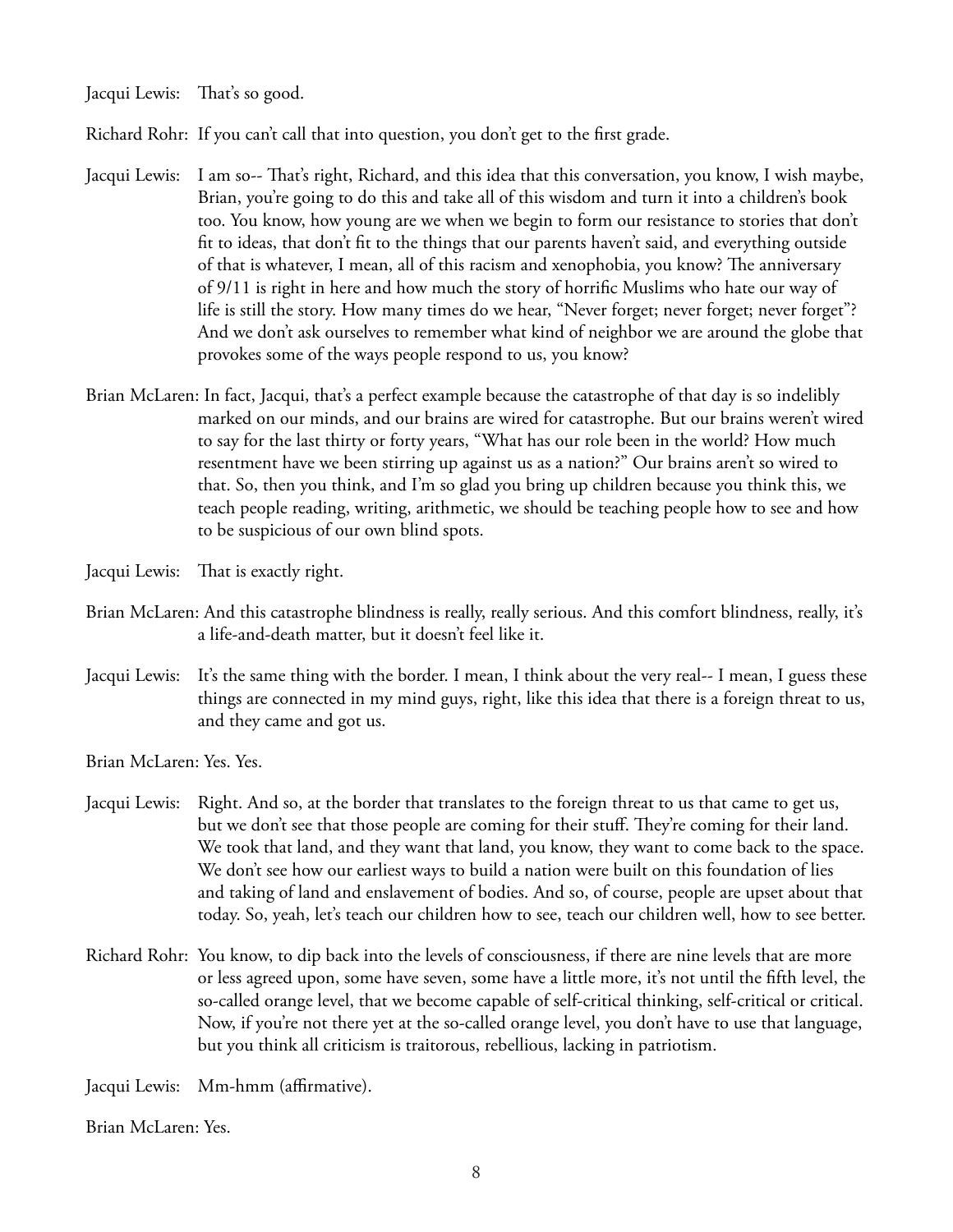Jacqui Lewis: That's so good.

Richard Rohr: If you can't call that into question, you don't get to the first grade.

Jacqui Lewis: I am so-- That's right, Richard, and this idea that this conversation, you know, I wish maybe, Brian, you're going to do this and take all of this wisdom and turn it into a children's book too. You know, how young are we when we begin to form our resistance to stories that don't fit to ideas, that don't fit to the things that our parents haven't said, and everything outside of that is whatever, I mean, all of this racism and xenophobia, you know? The anniversary of 9/11 is right in here and how much the story of horrific Muslims who hate our way of life is still the story. How many times do we hear, "Never forget; never forget; never forget"? And we don't ask ourselves to remember what kind of neighbor we are around the globe that provokes some of the ways people respond to us, you know?

Brian McLaren: In fact, Jacqui, that's a perfect example because the catastrophe of that day is so indelibly marked on our minds, and our brains are wired for catastrophe. But our brains weren't wired to say for the last thirty or forty years, "What has our role been in the world? How much resentment have we been stirring up against us as a nation?" Our brains aren't so wired to that. So, then you think, and I'm so glad you bring up children because you think this, we teach people reading, writing, arithmetic, we should be teaching people how to see and how to be suspicious of our own blind spots.

Jacqui Lewis: That is exactly right.

Brian McLaren: And this catastrophe blindness is really, really serious. And this comfort blindness, really, it's a life-and-death matter, but it doesn't feel like it.

Jacqui Lewis: It's the same thing with the border. I mean, I think about the very real-- I mean, I guess these things are connected in my mind guys, right, like this idea that there is a foreign threat to us, and they came and got us.

Brian McLaren: Yes. Yes.

Jacqui Lewis: Right. And so, at the border that translates to the foreign threat to us that came to get us, but we don't see that those people are coming for their stuff. They're coming for their land. We took that land, and they want that land, you know, they want to come back to the space. We don't see how our earliest ways to build a nation were built on this foundation of lies and taking of land and enslavement of bodies. And so, of course, people are upset about that today. So, yeah, let's teach our children how to see, teach our children well, how to see better.

Richard Rohr: You know, to dip back into the levels of consciousness, if there are nine levels that are more or less agreed upon, some have seven, some have a little more, it's not until the fifth level, the so-called orange level, that we become capable of self-critical thinking, self-critical or critical. Now, if you're not there yet at the so-called orange level, you don't have to use that language, but you think all criticism is traitorous, rebellious, lacking in patriotism.

Jacqui Lewis: Mm-hmm (affirmative).

Brian McLaren: Yes.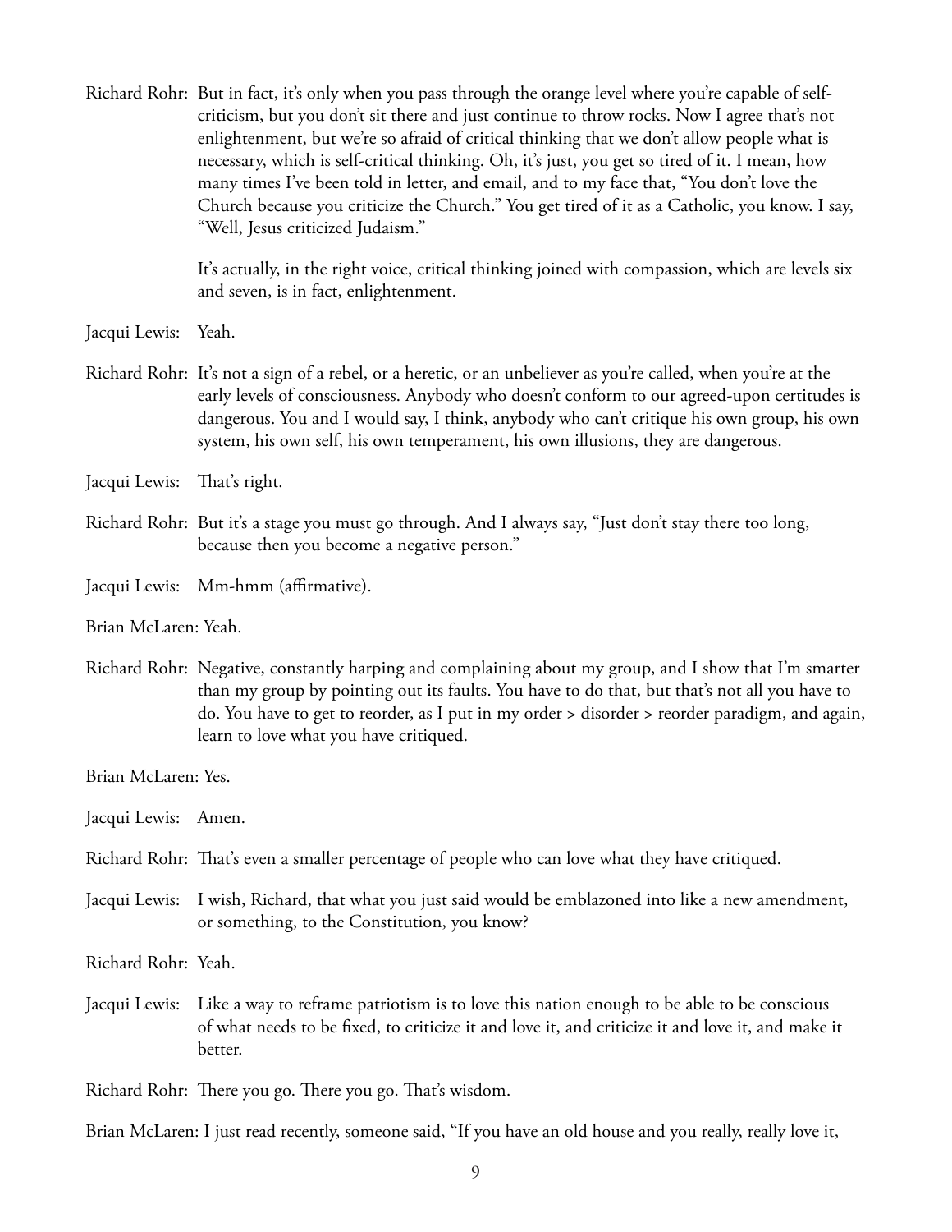Richard Rohr: But in fact, it's only when you pass through the orange level where you're capable of self-criticism, but you don't sit there and just continue to throw rocks. Now I agree that's not enlightenment, but we're so afraid of critical thinking that we don't allow people what is necessary, which is self-critical thinking. Oh, it's just, you get so tired of it. I mean, how many times I've been told in letter, and email, and to my face that, "You don't love the Church because you criticize the Church." You get tired of it as a Catholic, you know. I say, "Well, Jesus criticized Judaism."

It's actually, in the right voice, critical thinking joined with compassion, which are levels six and seven, is in fact, enlightenment.

Jacqui Lewis: Yeah.

Richard Rohr: It's not a sign of a rebel, or a heretic, or an unbeliever as you're called, when you're at the early levels of consciousness. Anybody who doesn't conform to our agreed-upon certitudes is dangerous. You and I would say, I think, anybody who can't critique his own group, his own system, his own self, his own temperament, his own illusions, they are dangerous.

Jacqui Lewis: That's right.

Richard Rohr: But it's a stage you must go through. And I always say, "Just don't stay there too long, because then you become a negative person."

Jacqui Lewis: Mm-hmm (affirmative).

Brian McLaren: Yeah.

Richard Rohr: Negative, constantly harping and complaining about my group, and I show that I'm smarter than my group by pointing out its faults. You have to do that, but that's not all you have to do. You have to get to reorder, as I put in my order > disorder > reorder paradigm, and again, learn to love what you have critiqued.

Brian McLaren: Yes.

Jacqui Lewis: Amen.

Richard Rohr: That's even a smaller percentage of people who can love what they have critiqued.

Jacqui Lewis: I wish, Richard, that what you just said would be emblazoned into like a new amendment, or something, to the Constitution, you know?

Richard Rohr: Yeah.

Jacqui Lewis: Like a way to reframe patriotism is to love this nation enough to be able to be conscious of what needs to be fixed, to criticize it and love it, and criticize it and love it, and make it better.

Richard Rohr: There you go. There you go. That's wisdom.

Brian McLaren: I just read recently, someone said, "If you have an old house and you really, really love it,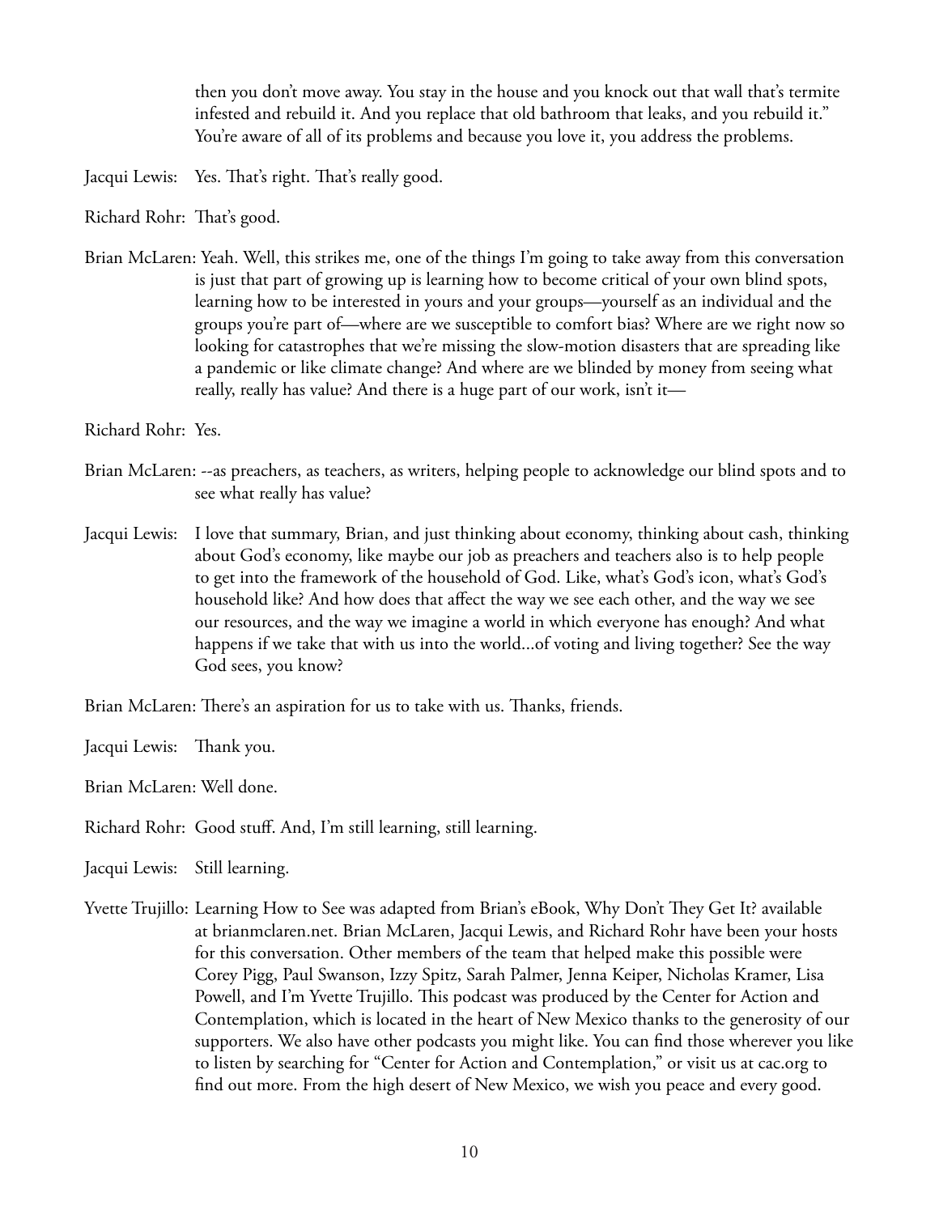then you don't move away. You stay in the house and you knock out that wall that's termite infested and rebuild it. And you replace that old bathroom that leaks, and you rebuild it." You're aware of all of its problems and because you love it, you address the problems.

Jacqui Lewis: Yes. That's right. That's really good.

Richard Rohr: That's good.

Brian McLaren: Yeah. Well, this strikes me, one of the things I'm going to take away from this conversation is just that part of growing up is learning how to become critical of your own blind spots, learning how to be interested in yours and your groups—yourself as an individual and the groups you're part of—where are we susceptible to comfort bias? Where are we right now so looking for catastrophes that we're missing the slow-motion disasters that are spreading like a pandemic or like climate change? And where are we blinded by money from seeing what really, really has value? And there is a huge part of our work, isn't it—

Richard Rohr: Yes.

Brian McLaren: --as preachers, as teachers, as writers, helping people to acknowledge our blind spots and to see what really has value?

Jacqui Lewis: I love that summary, Brian, and just thinking about economy, thinking about cash, thinking about God's economy, like maybe our job as preachers and teachers also is to help people to get into the framework of the household of God. Like, what's God's icon, what's God's household like? And how does that affect the way we see each other, and the way we see our resources, and the way we imagine a world in which everyone has enough? And what happens if we take that with us into the world...of voting and living together? See the way God sees, you know?

Brian McLaren: There's an aspiration for us to take with us. Thanks, friends.

Jacqui Lewis: Thank you.

Brian McLaren: Well done.

Richard Rohr: Good stuff. And, I'm still learning, still learning.

Jacqui Lewis: Still learning.

Yvette Trujillo: Learning How to See was adapted from Brian's eBook, Why Don't They Get It? available at brianmclaren.net. Brian McLaren, Jacqui Lewis, and Richard Rohr have been your hosts for this conversation. Other members of the team that helped make this possible were Corey Pigg, Paul Swanson, Izzy Spitz, Sarah Palmer, Jenna Keiper, Nicholas Kramer, Lisa Powell, and I'm Yvette Trujillo. This podcast was produced by the Center for Action and Contemplation, which is located in the heart of New Mexico thanks to the generosity of our supporters. We also have other podcasts you might like. You can find those wherever you like to listen by searching for "Center for Action and Contemplation," or visit us at cac.org to find out more. From the high desert of New Mexico, we wish you peace and every good.